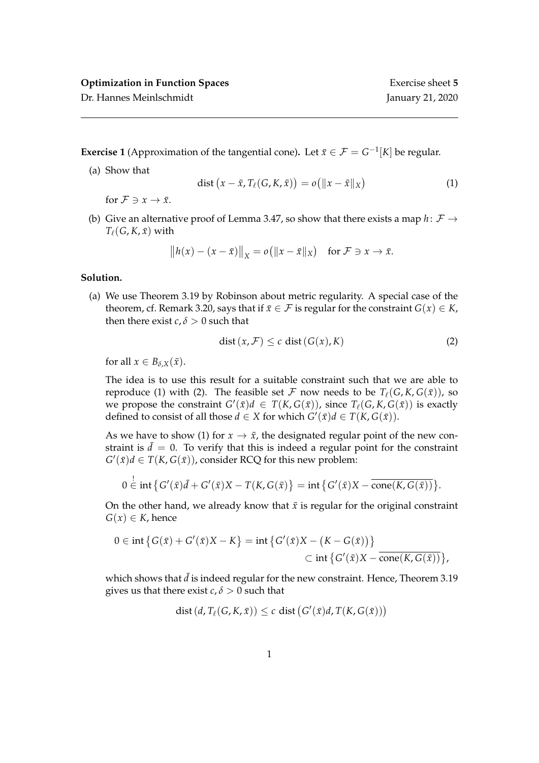**Optimization in Function Spaces** Exercise sheet **5**

Dr. Hannes Meinlschmidt January 21, 2020

---

**Exercise 1** (Approximation of the tangential cone)**.** Let $\bar{x} \in \mathcal{F} = G^{-1}[K]$ be regular.

(a) Show that

$$\operatorname{dist}\big(x - \bar{x}, T_\ell(G, K, \bar{x})\big) = o\big(\|x - \bar{x}\|_X\big) \tag{1}$$

for $\mathcal{F} \ni x \to \bar{x}$.

(b) Give an alternative proof of Lemma 3.47, so show that there exists a map $h\colon \mathcal{F} \to T_\ell(G, K, \bar{x})$ with

$$\big\|h(x) - (x - \bar{x})\big\|_X = o\big(\|x - \bar{x}\|_X\big) \quad \text{for } \mathcal{F} \ni x \to \bar{x}.$$

**Solution.**

(a) We use Theorem 3.19 by Robinson about metric regularity. A special case of the theorem, cf. Remark 3.20, says that if $\bar{x} \in \mathcal{F}$ is regular for the constraint $G(x) \in K$, then there exist $c, \delta > 0$ such that

$$\operatorname{dist}(x, \mathcal{F}) \leq c \operatorname{dist}(G(x), K) \tag{2}$$

for all $x \in B_{\delta,X}(\bar{x})$.

The idea is to use this result for a suitable constraint such that we are able to reproduce (1) with (2). The feasible set $\mathcal{F}$ now needs to be $T_\ell(G, K, G(\bar{x}))$, so we propose the constraint $G'(\bar{x})d \in T(K, G(\bar{x}))$, since $T_\ell(G, K, G(\bar{x}))$ is exactly defined to consist of all those $d \in X$ for which $G'(\bar{x})d \in T(K, G(\bar{x}))$.

As we have to show (1) for $x \to \bar{x}$, the designated regular point of the new constraint is $\bar{d} = 0$. To verify that this is indeed a regular point for the constraint $G'(\bar{x})d \in T(K, G(\bar{x}))$, consider RCQ for this new problem:

$$0 \overset{!}{\in} \operatorname{int}\big\{G'(\bar{x})\bar{d} + G'(\bar{x})X - T(K, G(\bar{x})\big\} = \operatorname{int}\big\{G'(\bar{x})X - \overline{\operatorname{cone}(K, G(\bar{x}))}\big\}.$$

On the other hand, we already know that $\bar{x}$ is regular for the original constraint $G(x) \in K$, hence

$$\begin{aligned} 0 \in \operatorname{int}\big\{G(\bar{x}) + G'(\bar{x})X - K\big\} = \operatorname{int}\big\{G'(\bar{x})X - \big(K - G(\bar{x})\big)\big\} \\ \subset \operatorname{int}\big\{G'(\bar{x})X - \overline{\operatorname{cone}(K, G(\bar{x}))}\big\}, \end{aligned}$$

which shows that $\bar{d}$ is indeed regular for the new constraint. Hence, Theorem 3.19 gives us that there exist $c, \delta > 0$ such that

$$\operatorname{dist}(d, T_\ell(G, K, \bar{x})) \leq c \operatorname{dist}\big(G'(\bar{x})d, T(K, G(\bar{x}))\big)$$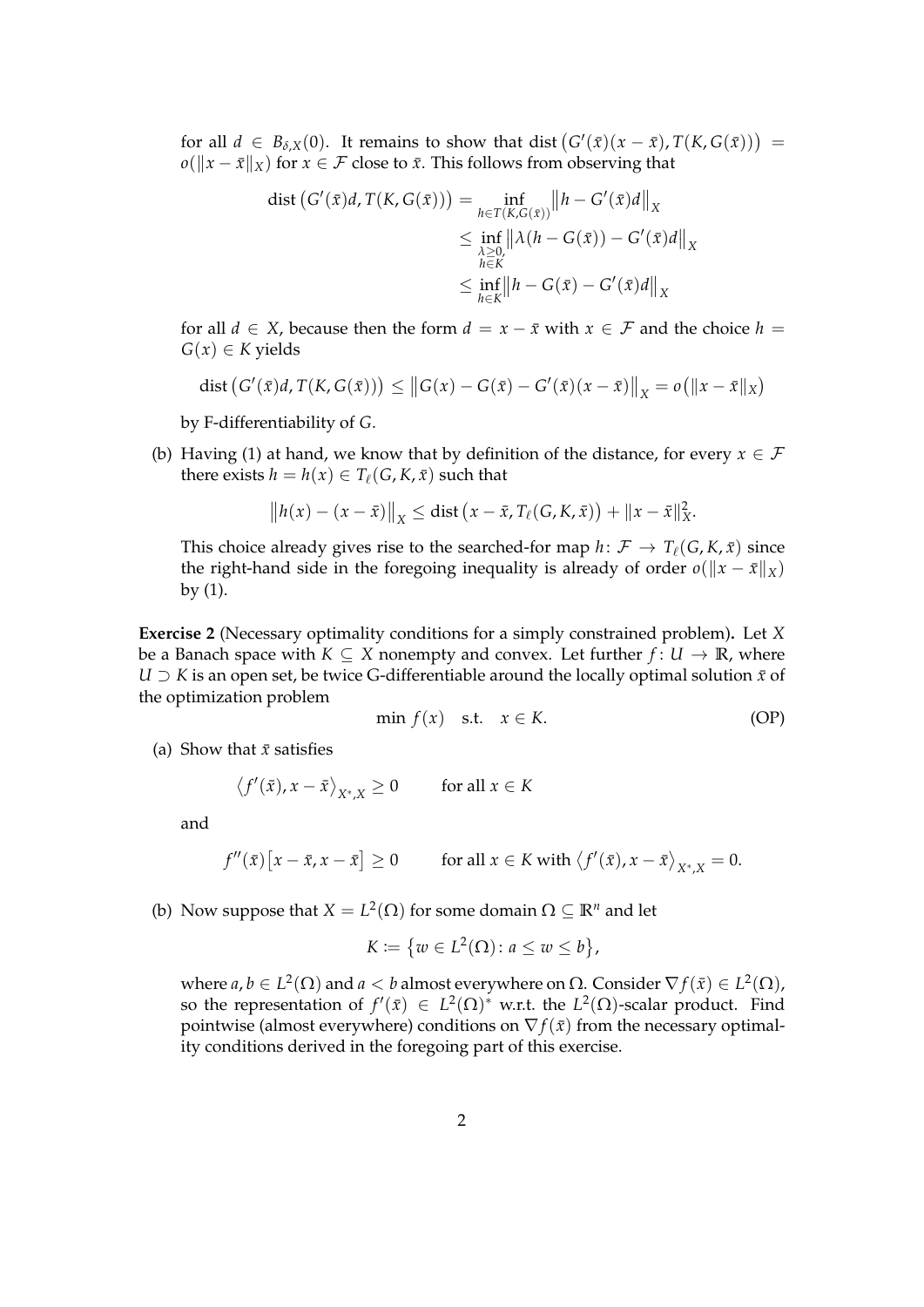for all $d \in B_{\delta,X}(0)$. It remains to show that $\operatorname{dist}\big(G'(\bar{x})(x-\bar{x}), T(K, G(\bar{x}))\big) = o(\|x-\bar{x}\|_X)$ for $x \in \mathcal{F}$ close to $\bar{x}$. This follows from observing that

$$
\begin{aligned}
\operatorname{dist}\big(G'(\bar{x})d, T(K, G(\bar{x}))\big) &= \inf_{h \in T(K, G(\bar{x}))} \big\|h - G'(\bar{x})d\big\|_X \\
&\leq \inf_{\substack{\lambda \geq 0, \\ h \in K}} \big\|\lambda(h - G(\bar{x})) - G'(\bar{x})d\big\|_X \\
&\leq \inf_{h \in K} \big\|h - G(\bar{x}) - G'(\bar{x})d\big\|_X
\end{aligned}
$$

for all $d \in X$, because then the form $d = x - \bar{x}$ with $x \in \mathcal{F}$ and the choice $h = G(x) \in K$ yields

$$
\operatorname{dist}\big(G'(\bar{x})d, T(K, G(\bar{x}))\big) \leq \big\|G(x) - G(\bar{x}) - G'(\bar{x})(x-\bar{x})\big\|_X = o\big(\|x-\bar{x}\|_X\big)
$$

by F-differentiability of $G$.

(b) Having (1) at hand, we know that by definition of the distance, for every $x \in \mathcal{F}$ there exists $h = h(x) \in T_\ell(G, K, \bar{x})$ such that

$$
\big\|h(x) - (x-\bar{x})\big\|_X \leq \operatorname{dist}\big(x - \bar{x}, T_\ell(G, K, \bar{x})\big) + \|x-\bar{x}\|_X^2.
$$

This choice already gives rise to the searched-for map $h\colon \mathcal{F} \to T_\ell(G, K, \bar{x})$ since the right-hand side in the foregoing inequality is already of order $o(\|x-\bar{x}\|_X)$ by (1).

**Exercise 2** (Necessary optimality conditions for a simply constrained problem)**.** Let $X$ be a Banach space with $K \subseteq X$ nonempty and convex. Let further $f\colon U \to \mathbb{R}$, where $U \supset K$ is an open set, be twice G-differentiable around the locally optimal solution $\bar{x}$ of the optimization problem

$$
\min\, f(x) \quad \text{s.t.} \quad x \in K. \tag{OP}
$$

(a) Show that $\bar{x}$ satisfies

$$
\big\langle f'(\bar{x}), x - \bar{x} \big\rangle_{X^*,X} \geq 0 \qquad \text{for all } x \in K
$$

and

$$
f''(\bar{x})\big[x-\bar{x}, x-\bar{x}\big] \geq 0 \qquad \text{for all } x \in K \text{ with } \big\langle f'(\bar{x}), x-\bar{x}\big\rangle_{X^*,X} = 0.
$$

(b) Now suppose that $X = L^2(\Omega)$ for some domain $\Omega \subseteq \mathbb{R}^n$ and let

$$
K := \big\{ w \in L^2(\Omega) \colon a \leq w \leq b \big\},
$$

where $a, b \in L^2(\Omega)$ and $a < b$ almost everywhere on $\Omega$. Consider $\nabla f(\bar{x}) \in L^2(\Omega)$, so the representation of $f'(\bar{x}) \in L^2(\Omega)^*$ w.r.t. the $L^2(\Omega)$-scalar product. Find pointwise (almost everywhere) conditions on $\nabla f(\bar{x})$ from the necessary optimality conditions derived in the foregoing part of this exercise.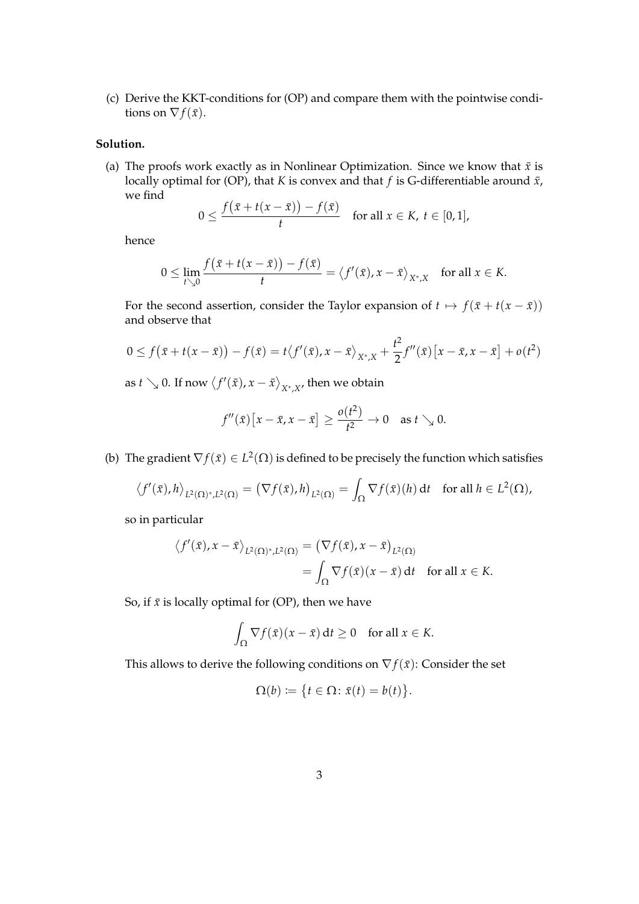(c) Derive the KKT-conditions for (OP) and compare them with the pointwise conditions on $\nabla f(\bar{x})$.

**Solution.**

(a) The proofs work exactly as in Nonlinear Optimization. Since we know that $\bar{x}$ is locally optimal for (OP), that $K$ is convex and that $f$ is G-differentiable around $\bar{x}$, we find

$$0 \leq \frac{f\big(\bar{x} + t(x - \bar{x})\big) - f(\bar{x})}{t} \quad \text{for all } x \in K,\ t \in [0,1],$$

hence

$$0 \leq \lim_{t \searrow 0} \frac{f\big(\bar{x} + t(x - \bar{x})\big) - f(\bar{x})}{t} = \big\langle f'(\bar{x}), x - \bar{x} \big\rangle_{X^*,X} \quad \text{for all } x \in K.$$

For the second assertion, consider the Taylor expansion of $t \mapsto f(\bar{x} + t(x - \bar{x}))$ and observe that

$$0 \leq f\big(\bar{x} + t(x - \bar{x})\big) - f(\bar{x}) = t\big\langle f'(\bar{x}), x - \bar{x} \big\rangle_{X^*,X} + \frac{t^2}{2} f''(\bar{x})\big[x - \bar{x}, x - \bar{x}\big] + o(t^2)$$

as $t \searrow 0$. If now $\big\langle f'(\bar{x}), x - \bar{x} \big\rangle_{X^*,X}$, then we obtain

$$f''(\bar{x})\big[x - \bar{x}, x - \bar{x}\big] \geq \frac{o(t^2)}{t^2} \to 0 \quad \text{as } t \searrow 0.$$

(b) The gradient $\nabla f(\bar{x}) \in L^2(\Omega)$ is defined to be precisely the function which satisfies

$$\big\langle f'(\bar{x}), h \big\rangle_{L^2(\Omega)^*, L^2(\Omega)} = \big(\nabla f(\bar{x}), h\big)_{L^2(\Omega)} = \int_\Omega \nabla f(\bar{x})(h)\, \mathrm{d}t \quad \text{for all } h \in L^2(\Omega),$$

so in particular

$$\begin{aligned}
\big\langle f'(\bar{x}), x - \bar{x} \big\rangle_{L^2(\Omega)^*, L^2(\Omega)} &= \big(\nabla f(\bar{x}), x - \bar{x}\big)_{L^2(\Omega)} \\
&= \int_\Omega \nabla f(\bar{x})(x - \bar{x})\, \mathrm{d}t \quad \text{for all } x \in K.
\end{aligned}$$

So, if $\bar{x}$ is locally optimal for (OP), then we have

$$\int_\Omega \nabla f(\bar{x})(x - \bar{x})\, \mathrm{d}t \geq 0 \quad \text{for all } x \in K.$$

This allows to derive the following conditions on $\nabla f(\bar{x})$: Consider the set

$$\Omega(b) \coloneqq \big\{ t \in \Omega \colon \bar{x}(t) = b(t) \big\}.$$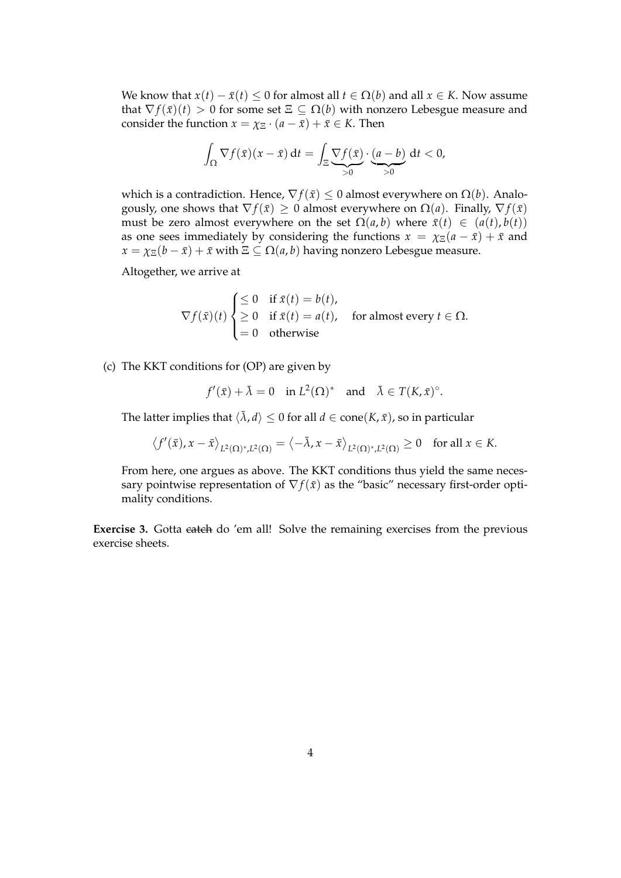We know that $x(t) - \bar{x}(t) \leq 0$ for almost all $t \in \Omega(b)$ and all $x \in K$. Now assume that $\nabla f(\bar{x})(t) > 0$ for some set $\Xi \subseteq \Omega(b)$ with nonzero Lebesgue measure and consider the function $x = \chi_\Xi \cdot (a - \bar{x}) + \bar{x} \in K$. Then

$$\int_\Omega \nabla f(\bar{x})(x - \bar{x}) \, \mathrm{d}t = \int_\Xi \underbrace{\nabla f(\bar{x})}_{>0} \cdot \underbrace{(a - b)}_{>0} \, \mathrm{d}t < 0,$$

which is a contradiction. Hence, $\nabla f(\bar{x}) \leq 0$ almost everywhere on $\Omega(b)$. Analogously, one shows that $\nabla f(\bar{x}) \geq 0$ almost everywhere on $\Omega(a)$. Finally, $\nabla f(\bar{x})$ must be zero almost everywhere on the set $\Omega(a, b)$ where $\bar{x}(t) \in (a(t), b(t))$ as one sees immediately by considering the functions $x = \chi_\Xi(a - \bar{x}) + \bar{x}$ and $x = \chi_\Xi(b - \bar{x}) + \bar{x}$ with $\Xi \subseteq \Omega(a, b)$ having nonzero Lebesgue measure.

Altogether, we arrive at

$$\nabla f(\bar{x})(t) \begin{cases} \leq 0 & \text{if } \bar{x}(t) = b(t), \\ \geq 0 & \text{if } \bar{x}(t) = a(t), \\ = 0 & \text{otherwise} \end{cases} \quad \text{for almost every } t \in \Omega.$$

(c) The KKT conditions for (OP) are given by

$$f'(\bar{x}) + \bar{\lambda} = 0 \quad \text{in } L^2(\Omega)^* \quad \text{and} \quad \bar{\lambda} \in T(K, \bar{x})^\circ.$$

The latter implies that $\langle \bar{\lambda}, d \rangle \leq 0$ for all $d \in \operatorname{cone}(K, \bar{x})$, so in particular

$$\left\langle f'(\bar{x}), x - \bar{x} \right\rangle_{L^2(\Omega)^*, L^2(\Omega)} = \left\langle -\bar{\lambda}, x - \bar{x} \right\rangle_{L^2(\Omega)^*, L^2(\Omega)} \geq 0 \quad \text{for all } x \in K.$$

From here, one argues as above. The KKT conditions thus yield the same necessary pointwise representation of $\nabla f(\bar{x})$ as the "basic" necessary first-order optimality conditions.

**Exercise 3.** Gotta ~~catch~~ do 'em all! Solve the remaining exercises from the previous exercise sheets.